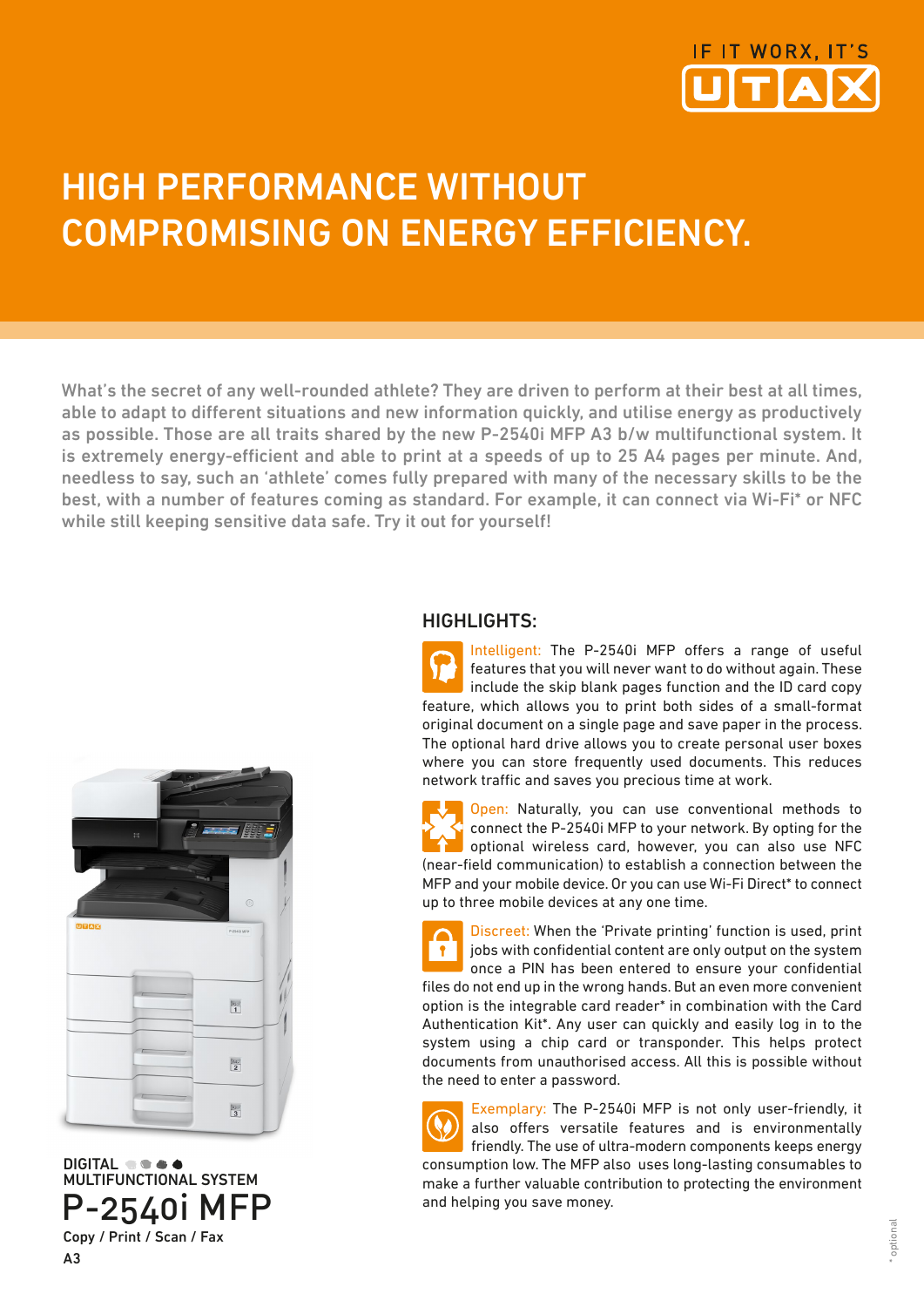IF IT WORX, IT'S UTAX

# HIGH PERFORMANCE WITHOUT COMPROMISING ON ENERGY EFFICIENCY.

What's the secret of any well-rounded athlete? They are driven to perform at their best at all times, able to adapt to different situations and new information quickly, and utilise energy as productively as possible. Those are all traits shared by the new P-2540i MFP A3 b/w multifunctional system. It is extremely energy-efficient and able to print at a speeds of up to 25 A4 pages per minute. And, needless to say, such an 'athlete' comes fully prepared with many of the necessary skills to be the best, with a number of features coming as standard. For example, it can connect via Wi-Fi* or NFC while still keeping sensitive data safe. Try it out for yourself!

DIGITAL MULTIFUNCTIONAL SYSTEM

# P-2540i MFP

Copy / Print / Scan / Fax

A3

## HIGHLIGHTS:

Intelligent: The P-2540i MFP offers a range of useful features that you will never want to do without again. These include the skip blank pages function and the ID card copy feature, which allows you to print both sides of a small-format original document on a single page and save paper in the process. The optional hard drive allows you to create personal user boxes where you can store frequently used documents. This reduces network traffic and saves you precious time at work.

Open: Naturally, you can use conventional methods to connect the P-2540i MFP to your network. By opting for the optional wireless card, however, you can also use NFC (near-field communication) to establish a connection between the MFP and your mobile device. Or you can use Wi-Fi Direct* to connect up to three mobile devices at any one time.

Discreet: When the 'Private printing' function is used, print jobs with confidential content are only output on the system once a PIN has been entered to ensure your confidential files do not end up in the wrong hands. But an even more convenient option is the integrable card reader* in combination with the Card Authentication Kit*. Any user can quickly and easily log in to the system using a chip card or transponder. This helps protect documents from unauthorised access. All this is possible without the need to enter a password.

Exemplary: The P-2540i MFP is not only user-friendly, it also offers versatile features and is environmentally friendly. The use of ultra-modern components keeps energy consumption low. The MFP also uses long-lasting consumables to make a further valuable contribution to protecting the environment and helping you save money.

* optional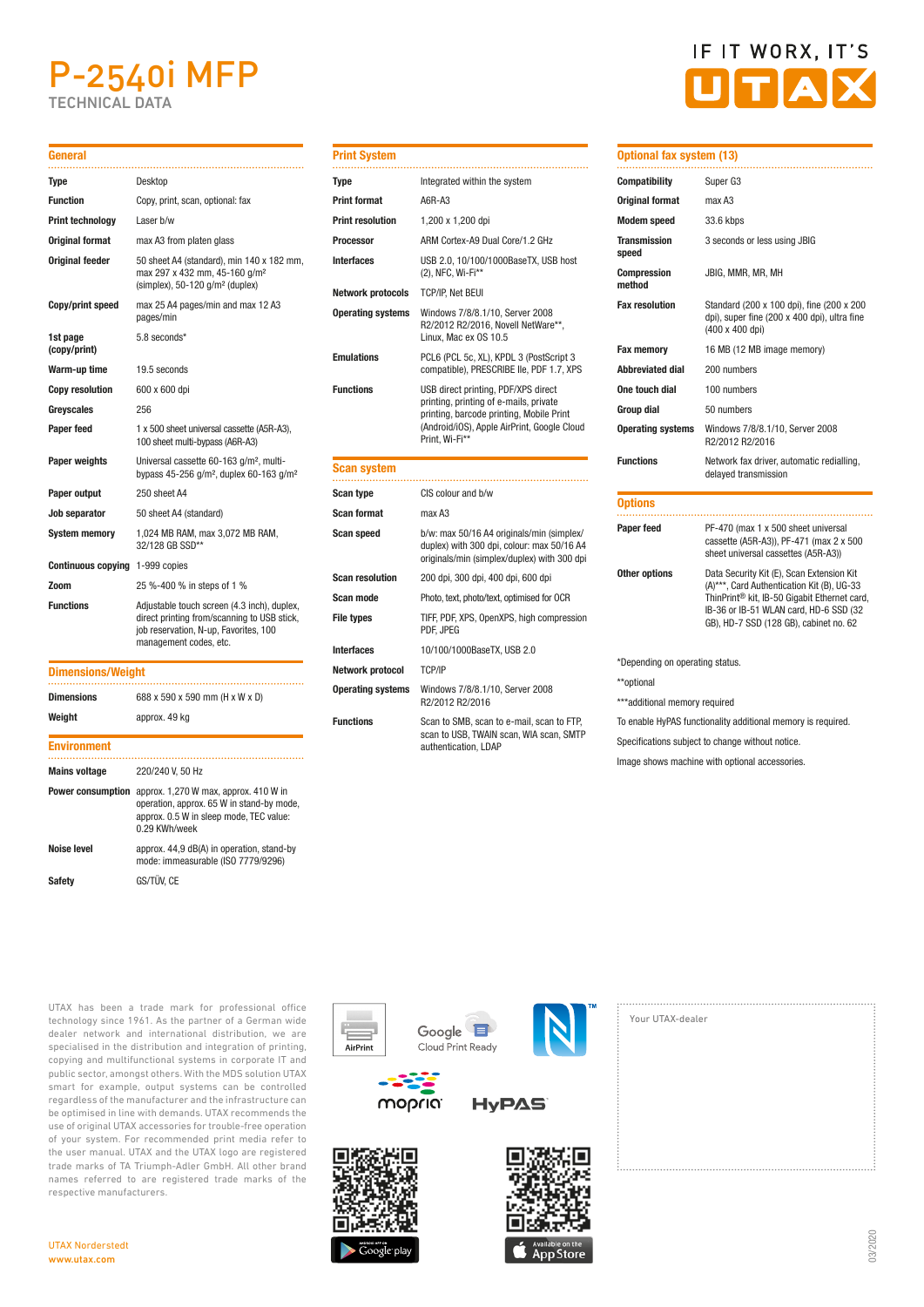# P-2540i MFP

TECHNICAL DATA

IF IT WORX, IT'S UTAX

## General

| | |
|---|---|
| **Type** | Desktop |
| **Function** | Copy, print, scan, optional: fax |
| **Print technology** | Laser b/w |
| **Original format** | max A3 from platen glass |
| **Original feeder** | 50 sheet A4 (standard), min 140 x 182 mm, max 297 x 432 mm, 45-160 g/m² (simplex), 50-120 g/m² (duplex) |
| **Copy/print speed** | max 25 A4 pages/min and max 12 A3 pages/min |
| **1st page (copy/print)** | 5.8 seconds* |
| **Warm-up time** | 19.5 seconds |
| **Copy resolution** | 600 x 600 dpi |
| **Greyscales** | 256 |
| **Paper feed** | 1 x 500 sheet universal cassette (A5R-A3), 100 sheet multi-bypass (A6R-A3) |
| **Paper weights** | Universal cassette 60-163 g/m², multi-bypass 45-256 g/m², duplex 60-163 g/m² |
| **Paper output** | 250 sheet A4 |
| **Job separator** | 50 sheet A4 (standard) |
| **System memory** | 1,024 MB RAM, max 3,072 MB RAM, 32/128 GB SSD** |
| **Continuous copying** | 1-999 copies |
| **Zoom** | 25 %-400 % in steps of 1 % |
| **Functions** | Adjustable touch screen (4.3 inch), duplex, direct printing from/scanning to USB stick, job reservation, N-up, Favorites, 100 management codes, etc. |

## Dimensions/Weight

| | |
|---|---|
| **Dimensions** | 688 x 590 x 590 mm (H x W x D) |
| **Weight** | approx. 49 kg |

## Environment

| | |
|---|---|
| **Mains voltage** | 220/240 V, 50 Hz |
| **Power consumption** | approx. 1,270 W max, approx. 410 W in operation, approx. 65 W in stand-by mode, approx. 0.5 W in sleep mode, TEC value: 0.29 KWh/week |
| **Noise level** | approx. 44,9 dB(A) in operation, stand-by mode: immeasurable (ISO 7779/9296) |
| **Safety** | GS/TÜV, CE |

## Print System

| | |
|---|---|
| **Type** | Integrated within the system |
| **Print format** | A6R-A3 |
| **Print resolution** | 1,200 x 1,200 dpi |
| **Processor** | ARM Cortex-A9 Dual Core/1.2 GHz |
| **Interfaces** | USB 2.0, 10/100/1000BaseTX, USB host (2), NFC, Wi-Fi** |
| **Network protocols** | TCP/IP, Net BEUI |
| **Operating systems** | Windows 7/8/8.1/10, Server 2008 R2/2012 R2/2016, Novell NetWare**, Linux, Mac ex OS 10.5 |
| **Emulations** | PCL6 (PCL 5c, XL), KPDL 3 (PostScript 3 compatible), PRESCRIBE IIe, PDF 1.7, XPS |
| **Functions** | USB direct printing, PDF/XPS direct printing, printing of e-mails, private printing, barcode printing, Mobile Print (Android/iOS), Apple AirPrint, Google Cloud Print, Wi-Fi** |

## Scan system

| | |
|---|---|
| **Scan type** | CIS colour and b/w |
| **Scan format** | max A3 |
| **Scan speed** | b/w: max 50/16 A4 originals/min (simplex/duplex) with 300 dpi, colour: max 50/16 A4 originals/min (simplex/duplex) with 300 dpi |
| **Scan resolution** | 200 dpi, 300 dpi, 400 dpi, 600 dpi |
| **Scan mode** | Photo, text, photo/text, optimised for OCR |
| **File types** | TIFF, PDF, XPS, OpenXPS, high compression PDF, JPEG |
| **Interfaces** | 10/100/1000BaseTX, USB 2.0 |
| **Network protocol** | TCP/IP |
| **Operating systems** | Windows 7/8/8.1/10, Server 2008 R2/2012 R2/2016 |
| **Functions** | Scan to SMB, scan to e-mail, scan to FTP, scan to USB, TWAIN scan, WIA scan, SMTP authentication, LDAP |

## Optional fax system (13)

| | |
|---|---|
| **Compatibility** | Super G3 |
| **Original format** | max A3 |
| **Modem speed** | 33.6 kbps |
| **Transmission speed** | 3 seconds or less using JBIG |
| **Compression method** | JBIG, MMR, MR, MH |
| **Fax resolution** | Standard (200 x 100 dpi), fine (200 x 200 dpi), super fine (200 x 400 dpi), ultra fine (400 x 400 dpi) |
| **Fax memory** | 16 MB (12 MB image memory) |
| **Abbreviated dial** | 200 numbers |
| **One touch dial** | 100 numbers |
| **Group dial** | 50 numbers |
| **Operating systems** | Windows 7/8/8.1/10, Server 2008 R2/2012 R2/2016 |
| **Functions** | Network fax driver, automatic redialling, delayed transmission |

## Options

| | |
|---|---|
| **Paper feed** | PF-470 (max 1 x 500 sheet universal cassette (A5R-A3)), PF-471 (max 2 x 500 sheet universal cassettes (A5R-A3)) |
| **Other options** | Data Security Kit (E), Scan Extension Kit (A)***, Card Authentication Kit (B), UG-33 ThinPrint® kit, IB-50 Gigabit Ethernet card, IB-36 or IB-51 WLAN card, HD-6 SSD (32 GB), HD-7 SSD (128 GB), cabinet no. 62 |

*Depending on operating status.

**optional

***additional memory required

To enable HyPAS functionality additional memory is required.

Specifications subject to change without notice.

Image shows machine with optional accessories.

UTAX has been a trade mark for professional office technology since 1961. As the partner of a German wide dealer network and international distribution, we are specialised in the distribution and integration of printing, copying and multifunctional systems in corporate IT and public sector, amongst others. With the MDS solution UTAX smart for example, output systems can be controlled regardless of the manufacturer and the infrastructure can be optimised in line with demands. UTAX recommends the use of original UTAX accessories for trouble-free operation of your system. For recommended print media refer to the user manual. UTAX and the UTAX logo are registered trade marks of TA Triumph-Adler GmbH. All other brand names referred to are registered trade marks of the respective manufacturers.

AirPrint · Google Cloud Print Ready · mopria · HyPAS · Google play · App Store

Your UTAX-dealer

UTAX Norderstedt
www.utax.com

03/2020